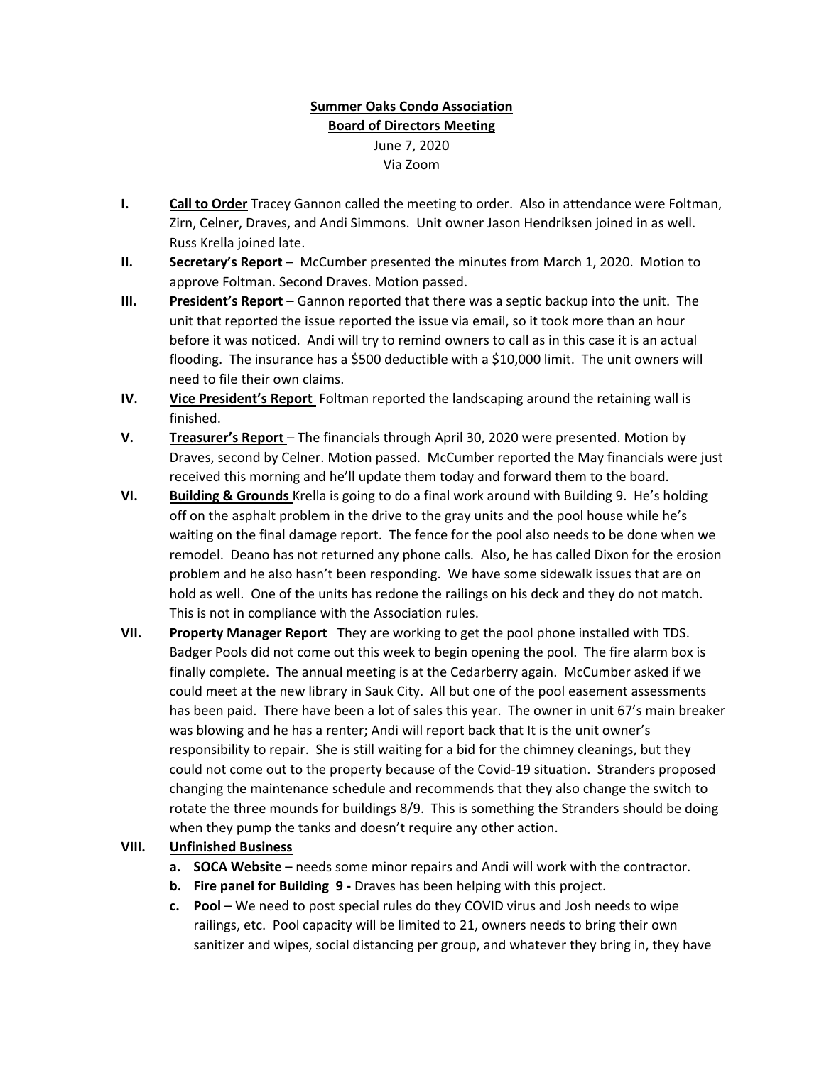**Summer Oaks Condo Association**
**Board of Directors Meeting**
June 7, 2020
Via Zoom

I. **Call to Order** Tracey Gannon called the meeting to order. Also in attendance were Foltman, Zirn, Celner, Draves, and Andi Simmons. Unit owner Jason Hendriksen joined in as well. Russ Krella joined late.

II. **Secretary's Report –** McCumber presented the minutes from March 1, 2020. Motion to approve Foltman. Second Draves. Motion passed.

III. **President's Report** – Gannon reported that there was a septic backup into the unit. The unit that reported the issue reported the issue via email, so it took more than an hour before it was noticed. Andi will try to remind owners to call as in this case it is an actual flooding. The insurance has a $500 deductible with a $10,000 limit. The unit owners will need to file their own claims.

IV. **Vice President's Report** Foltman reported the landscaping around the retaining wall is finished.

V. **Treasurer's Report** – The financials through April 30, 2020 were presented. Motion by Draves, second by Celner. Motion passed. McCumber reported the May financials were just received this morning and he'll update them today and forward them to the board.

VI. **Building & Grounds** Krella is going to do a final work around with Building 9. He's holding off on the asphalt problem in the drive to the gray units and the pool house while he's waiting on the final damage report. The fence for the pool also needs to be done when we remodel. Deano has not returned any phone calls. Also, he has called Dixon for the erosion problem and he also hasn't been responding. We have some sidewalk issues that are on hold as well. One of the units has redone the railings on his deck and they do not match. This is not in compliance with the Association rules.

VII. **Property Manager Report** They are working to get the pool phone installed with TDS. Badger Pools did not come out this week to begin opening the pool. The fire alarm box is finally complete. The annual meeting is at the Cedarberry again. McCumber asked if we could meet at the new library in Sauk City. All but one of the pool easement assessments has been paid. There have been a lot of sales this year. The owner in unit 67's main breaker was blowing and he has a renter; Andi will report back that It is the unit owner's responsibility to repair. She is still waiting for a bid for the chimney cleanings, but they could not come out to the property because of the Covid-19 situation. Stranders proposed changing the maintenance schedule and recommends that they also change the switch to rotate the three mounds for buildings 8/9. This is something the Stranders should be doing when they pump the tanks and doesn't require any other action.

VIII. **Unfinished Business**

   a. **SOCA Website** – needs some minor repairs and Andi will work with the contractor.

   b. **Fire panel for Building 9 -** Draves has been helping with this project.

   c. **Pool** – We need to post special rules do they COVID virus and Josh needs to wipe railings, etc. Pool capacity will be limited to 21, owners needs to bring their own sanitizer and wipes, social distancing per group, and whatever they bring in, they have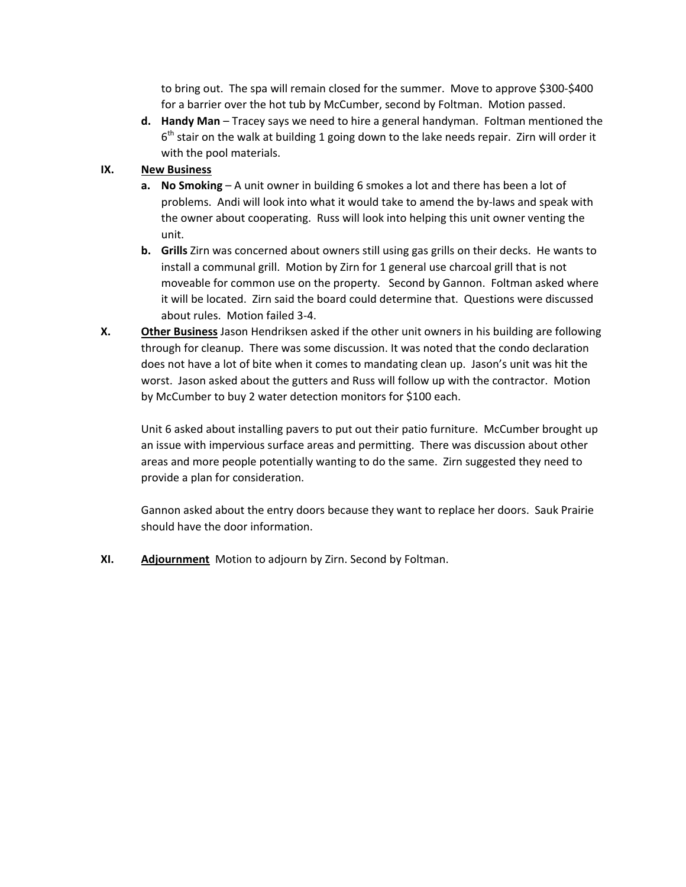to bring out. The spa will remain closed for the summer. Move to approve $300-$400 for a barrier over the hot tub by McCumber, second by Foltman. Motion passed.

d. **Handy Man** – Tracey says we need to hire a general handyman. Foltman mentioned the 6th stair on the walk at building 1 going down to the lake needs repair. Zirn will order it with the pool materials.

**IX. <u>New Business</u>**

a. **No Smoking** – A unit owner in building 6 smokes a lot and there has been a lot of problems. Andi will look into what it would take to amend the by-laws and speak with the owner about cooperating. Russ will look into helping this unit owner venting the unit.

b. **Grills** Zirn was concerned about owners still using gas grills on their decks. He wants to install a communal grill. Motion by Zirn for 1 general use charcoal grill that is not moveable for common use on the property. Second by Gannon. Foltman asked where it will be located. Zirn said the board could determine that. Questions were discussed about rules. Motion failed 3-4.

**X. <u>Other Business</u>** Jason Hendriksen asked if the other unit owners in his building are following through for cleanup. There was some discussion. It was noted that the condo declaration does not have a lot of bite when it comes to mandating clean up. Jason's unit was hit the worst. Jason asked about the gutters and Russ will follow up with the contractor. Motion by McCumber to buy 2 water detection monitors for $100 each.

Unit 6 asked about installing pavers to put out their patio furniture. McCumber brought up an issue with impervious surface areas and permitting. There was discussion about other areas and more people potentially wanting to do the same. Zirn suggested they need to provide a plan for consideration.

Gannon asked about the entry doors because they want to replace her doors. Sauk Prairie should have the door information.

**XI. <u>Adjournment</u>** Motion to adjourn by Zirn. Second by Foltman.